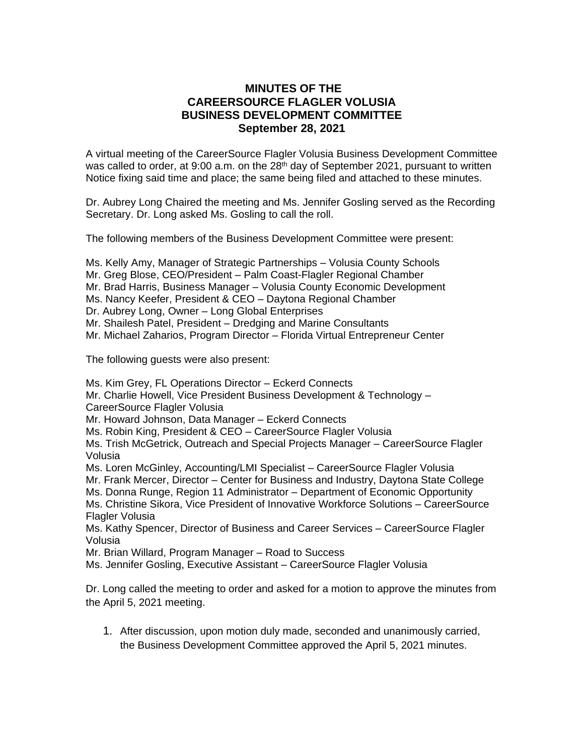# MINUTES OF THE CAREERSOURCE FLAGLER VOLUSIA BUSINESS DEVELOPMENT COMMITTEE September 28, 2021

A virtual meeting of the CareerSource Flagler Volusia Business Development Committee was called to order, at 9:00 a.m. on the 28th day of September 2021, pursuant to written Notice fixing said time and place; the same being filed and attached to these minutes.

Dr. Aubrey Long Chaired the meeting and Ms. Jennifer Gosling served as the Recording Secretary. Dr. Long asked Ms. Gosling to call the roll.

The following members of the Business Development Committee were present:

Ms. Kelly Amy, Manager of Strategic Partnerships – Volusia County Schools
Mr. Greg Blose, CEO/President – Palm Coast-Flagler Regional Chamber
Mr. Brad Harris, Business Manager – Volusia County Economic Development
Ms. Nancy Keefer, President & CEO – Daytona Regional Chamber
Dr. Aubrey Long, Owner – Long Global Enterprises
Mr. Shailesh Patel, President – Dredging and Marine Consultants
Mr. Michael Zaharios, Program Director – Florida Virtual Entrepreneur Center

The following guests were also present:

Ms. Kim Grey, FL Operations Director – Eckerd Connects
Mr. Charlie Howell, Vice President Business Development & Technology – CareerSource Flagler Volusia
Mr. Howard Johnson, Data Manager – Eckerd Connects
Ms. Robin King, President & CEO – CareerSource Flagler Volusia
Ms. Trish McGetrick, Outreach and Special Projects Manager – CareerSource Flagler Volusia
Ms. Loren McGinley, Accounting/LMI Specialist – CareerSource Flagler Volusia
Mr. Frank Mercer, Director – Center for Business and Industry, Daytona State College
Ms. Donna Runge, Region 11 Administrator – Department of Economic Opportunity
Ms. Christine Sikora, Vice President of Innovative Workforce Solutions – CareerSource Flagler Volusia
Ms. Kathy Spencer, Director of Business and Career Services – CareerSource Flagler Volusia
Mr. Brian Willard, Program Manager – Road to Success
Ms. Jennifer Gosling, Executive Assistant – CareerSource Flagler Volusia

Dr. Long called the meeting to order and asked for a motion to approve the minutes from the April 5, 2021 meeting.

1. After discussion, upon motion duly made, seconded and unanimously carried, the Business Development Committee approved the April 5, 2021 minutes.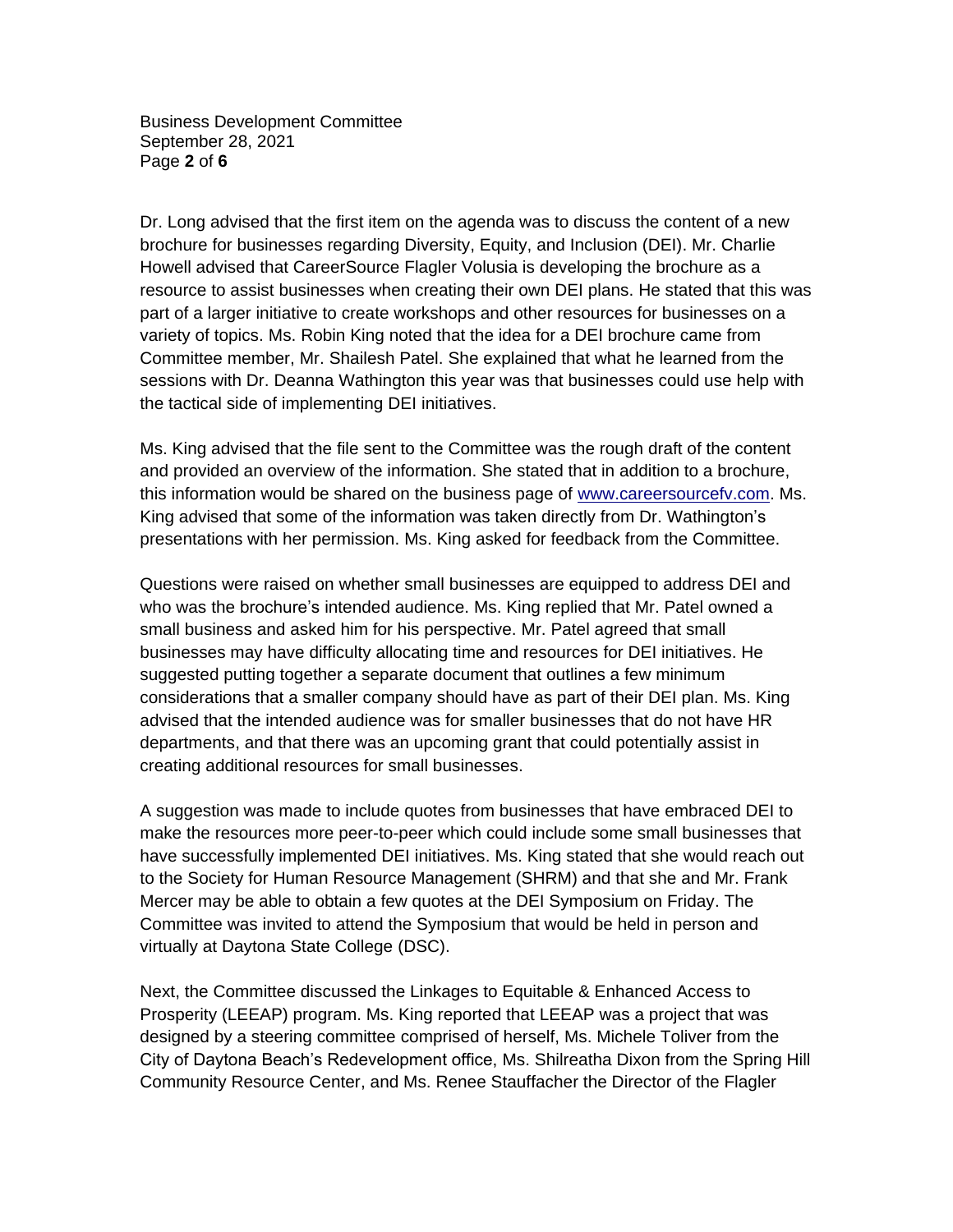Dr. Long advised that the first item on the agenda was to discuss the content of a new brochure for businesses regarding Diversity, Equity, and Inclusion (DEI). Mr. Charlie Howell advised that CareerSource Flagler Volusia is developing the brochure as a resource to assist businesses when creating their own DEI plans. He stated that this was part of a larger initiative to create workshops and other resources for businesses on a variety of topics. Ms. Robin King noted that the idea for a DEI brochure came from Committee member, Mr. Shailesh Patel. She explained that what he learned from the sessions with Dr. Deanna Wathington this year was that businesses could use help with the tactical side of implementing DEI initiatives.

Ms. King advised that the file sent to the Committee was the rough draft of the content and provided an overview of the information. She stated that in addition to a brochure, this information would be shared on the business page of [www.careersourcefv.com](http://www.careersourcefv.com). Ms. King advised that some of the information was taken directly from Dr. Wathington's presentations with her permission. Ms. King asked for feedback from the Committee.

Questions were raised on whether small businesses are equipped to address DEI and who was the brochure's intended audience. Ms. King replied that Mr. Patel owned a small business and asked him for his perspective. Mr. Patel agreed that small businesses may have difficulty allocating time and resources for DEI initiatives. He suggested putting together a separate document that outlines a few minimum considerations that a smaller company should have as part of their DEI plan. Ms. King advised that the intended audience was for smaller businesses that do not have HR departments, and that there was an upcoming grant that could potentially assist in creating additional resources for small businesses.

A suggestion was made to include quotes from businesses that have embraced DEI to make the resources more peer-to-peer which could include some small businesses that have successfully implemented DEI initiatives. Ms. King stated that she would reach out to the Society for Human Resource Management (SHRM) and that she and Mr. Frank Mercer may be able to obtain a few quotes at the DEI Symposium on Friday. The Committee was invited to attend the Symposium that would be held in person and virtually at Daytona State College (DSC).

Next, the Committee discussed the Linkages to Equitable & Enhanced Access to Prosperity (LEEAP) program. Ms. King reported that LEEAP was a project that was designed by a steering committee comprised of herself, Ms. Michele Toliver from the City of Daytona Beach's Redevelopment office, Ms. Shilreatha Dixon from the Spring Hill Community Resource Center, and Ms. Renee Stauffacher the Director of the Flagler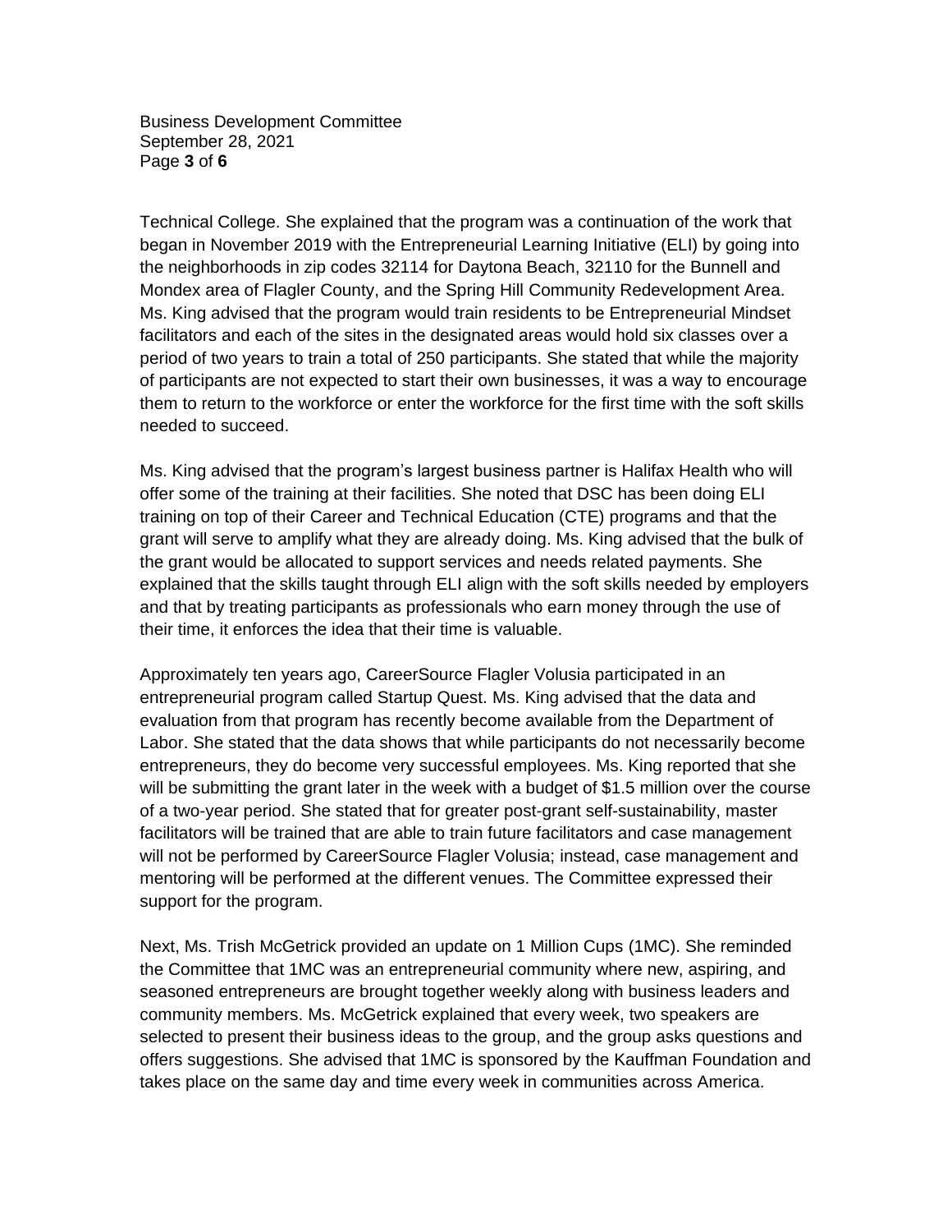Technical College. She explained that the program was a continuation of the work that began in November 2019 with the Entrepreneurial Learning Initiative (ELI) by going into the neighborhoods in zip codes 32114 for Daytona Beach, 32110 for the Bunnell and Mondex area of Flagler County, and the Spring Hill Community Redevelopment Area. Ms. King advised that the program would train residents to be Entrepreneurial Mindset facilitators and each of the sites in the designated areas would hold six classes over a period of two years to train a total of 250 participants. She stated that while the majority of participants are not expected to start their own businesses, it was a way to encourage them to return to the workforce or enter the workforce for the first time with the soft skills needed to succeed.

Ms. King advised that the program's largest business partner is Halifax Health who will offer some of the training at their facilities. She noted that DSC has been doing ELI training on top of their Career and Technical Education (CTE) programs and that the grant will serve to amplify what they are already doing. Ms. King advised that the bulk of the grant would be allocated to support services and needs related payments. She explained that the skills taught through ELI align with the soft skills needed by employers and that by treating participants as professionals who earn money through the use of their time, it enforces the idea that their time is valuable.

Approximately ten years ago, CareerSource Flagler Volusia participated in an entrepreneurial program called Startup Quest. Ms. King advised that the data and evaluation from that program has recently become available from the Department of Labor. She stated that the data shows that while participants do not necessarily become entrepreneurs, they do become very successful employees. Ms. King reported that she will be submitting the grant later in the week with a budget of $1.5 million over the course of a two-year period. She stated that for greater post-grant self-sustainability, master facilitators will be trained that are able to train future facilitators and case management will not be performed by CareerSource Flagler Volusia; instead, case management and mentoring will be performed at the different venues. The Committee expressed their support for the program.

Next, Ms. Trish McGetrick provided an update on 1 Million Cups (1MC). She reminded the Committee that 1MC was an entrepreneurial community where new, aspiring, and seasoned entrepreneurs are brought together weekly along with business leaders and community members. Ms. McGetrick explained that every week, two speakers are selected to present their business ideas to the group, and the group asks questions and offers suggestions. She advised that 1MC is sponsored by the Kauffman Foundation and takes place on the same day and time every week in communities across America.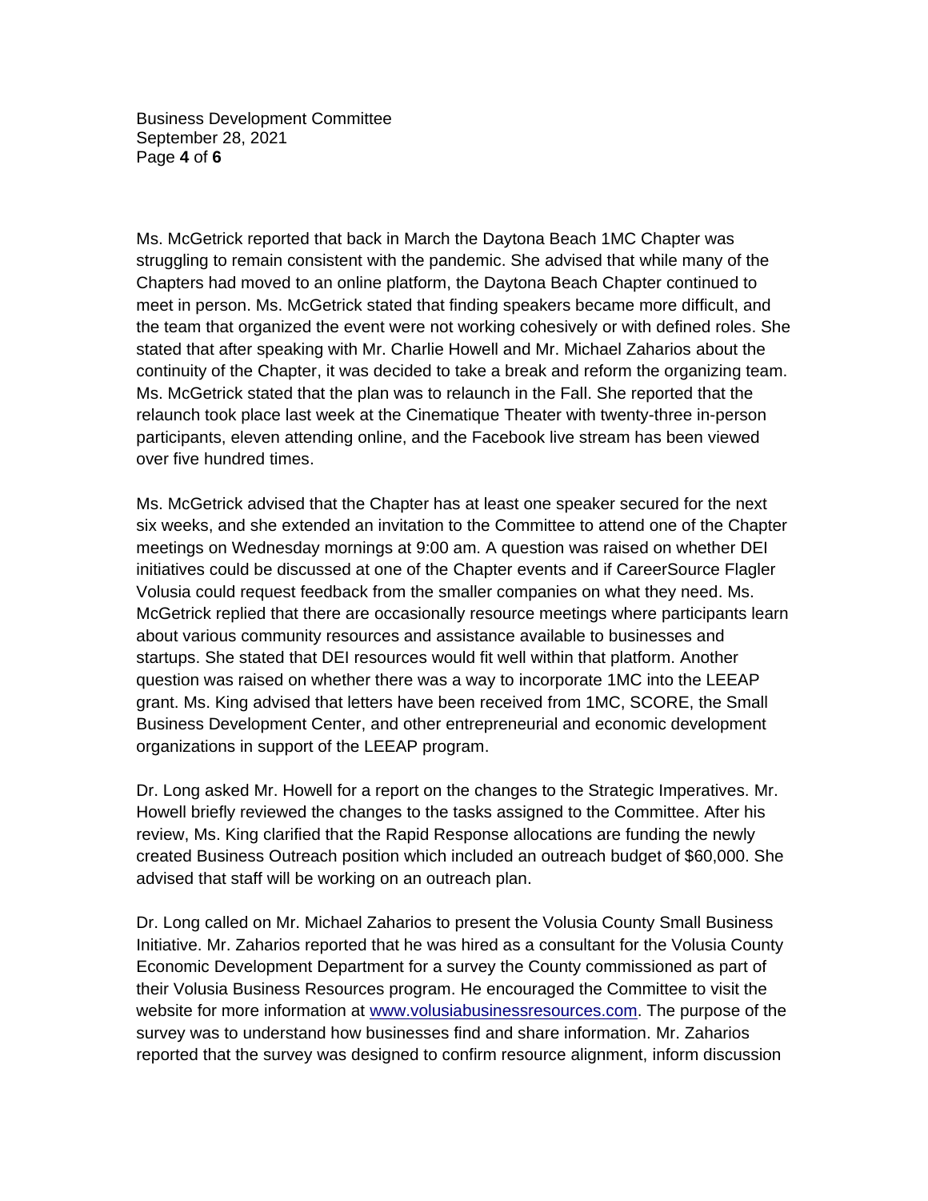Ms. McGetrick reported that back in March the Daytona Beach 1MC Chapter was struggling to remain consistent with the pandemic. She advised that while many of the Chapters had moved to an online platform, the Daytona Beach Chapter continued to meet in person. Ms. McGetrick stated that finding speakers became more difficult, and the team that organized the event were not working cohesively or with defined roles. She stated that after speaking with Mr. Charlie Howell and Mr. Michael Zaharios about the continuity of the Chapter, it was decided to take a break and reform the organizing team. Ms. McGetrick stated that the plan was to relaunch in the Fall. She reported that the relaunch took place last week at the Cinematique Theater with twenty-three in-person participants, eleven attending online, and the Facebook live stream has been viewed over five hundred times.

Ms. McGetrick advised that the Chapter has at least one speaker secured for the next six weeks, and she extended an invitation to the Committee to attend one of the Chapter meetings on Wednesday mornings at 9:00 am. A question was raised on whether DEI initiatives could be discussed at one of the Chapter events and if CareerSource Flagler Volusia could request feedback from the smaller companies on what they need. Ms. McGetrick replied that there are occasionally resource meetings where participants learn about various community resources and assistance available to businesses and startups. She stated that DEI resources would fit well within that platform. Another question was raised on whether there was a way to incorporate 1MC into the LEEAP grant. Ms. King advised that letters have been received from 1MC, SCORE, the Small Business Development Center, and other entrepreneurial and economic development organizations in support of the LEEAP program.

Dr. Long asked Mr. Howell for a report on the changes to the Strategic Imperatives. Mr. Howell briefly reviewed the changes to the tasks assigned to the Committee. After his review, Ms. King clarified that the Rapid Response allocations are funding the newly created Business Outreach position which included an outreach budget of $60,000. She advised that staff will be working on an outreach plan.

Dr. Long called on Mr. Michael Zaharios to present the Volusia County Small Business Initiative. Mr. Zaharios reported that he was hired as a consultant for the Volusia County Economic Development Department for a survey the County commissioned as part of their Volusia Business Resources program. He encouraged the Committee to visit the website for more information at [www.volusiabusinessresources.com](http://www.volusiabusinessresources.com). The purpose of the survey was to understand how businesses find and share information. Mr. Zaharios reported that the survey was designed to confirm resource alignment, inform discussion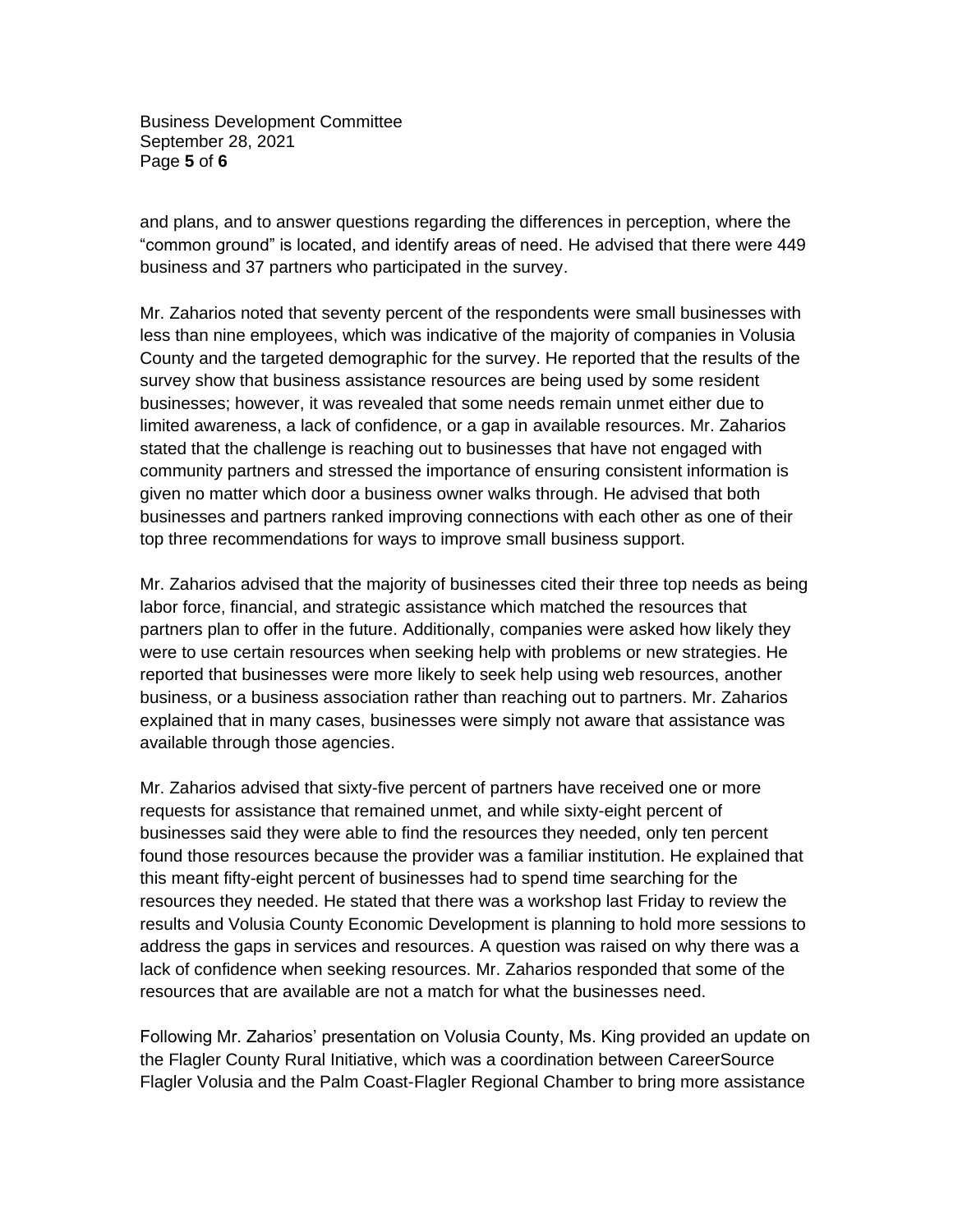and plans, and to answer questions regarding the differences in perception, where the "common ground" is located, and identify areas of need. He advised that there were 449 business and 37 partners who participated in the survey.

Mr. Zaharios noted that seventy percent of the respondents were small businesses with less than nine employees, which was indicative of the majority of companies in Volusia County and the targeted demographic for the survey. He reported that the results of the survey show that business assistance resources are being used by some resident businesses; however, it was revealed that some needs remain unmet either due to limited awareness, a lack of confidence, or a gap in available resources. Mr. Zaharios stated that the challenge is reaching out to businesses that have not engaged with community partners and stressed the importance of ensuring consistent information is given no matter which door a business owner walks through. He advised that both businesses and partners ranked improving connections with each other as one of their top three recommendations for ways to improve small business support.

Mr. Zaharios advised that the majority of businesses cited their three top needs as being labor force, financial, and strategic assistance which matched the resources that partners plan to offer in the future. Additionally, companies were asked how likely they were to use certain resources when seeking help with problems or new strategies. He reported that businesses were more likely to seek help using web resources, another business, or a business association rather than reaching out to partners. Mr. Zaharios explained that in many cases, businesses were simply not aware that assistance was available through those agencies.

Mr. Zaharios advised that sixty-five percent of partners have received one or more requests for assistance that remained unmet, and while sixty-eight percent of businesses said they were able to find the resources they needed, only ten percent found those resources because the provider was a familiar institution. He explained that this meant fifty-eight percent of businesses had to spend time searching for the resources they needed. He stated that there was a workshop last Friday to review the results and Volusia County Economic Development is planning to hold more sessions to address the gaps in services and resources. A question was raised on why there was a lack of confidence when seeking resources. Mr. Zaharios responded that some of the resources that are available are not a match for what the businesses need.

Following Mr. Zaharios' presentation on Volusia County, Ms. King provided an update on the Flagler County Rural Initiative, which was a coordination between CareerSource Flagler Volusia and the Palm Coast-Flagler Regional Chamber to bring more assistance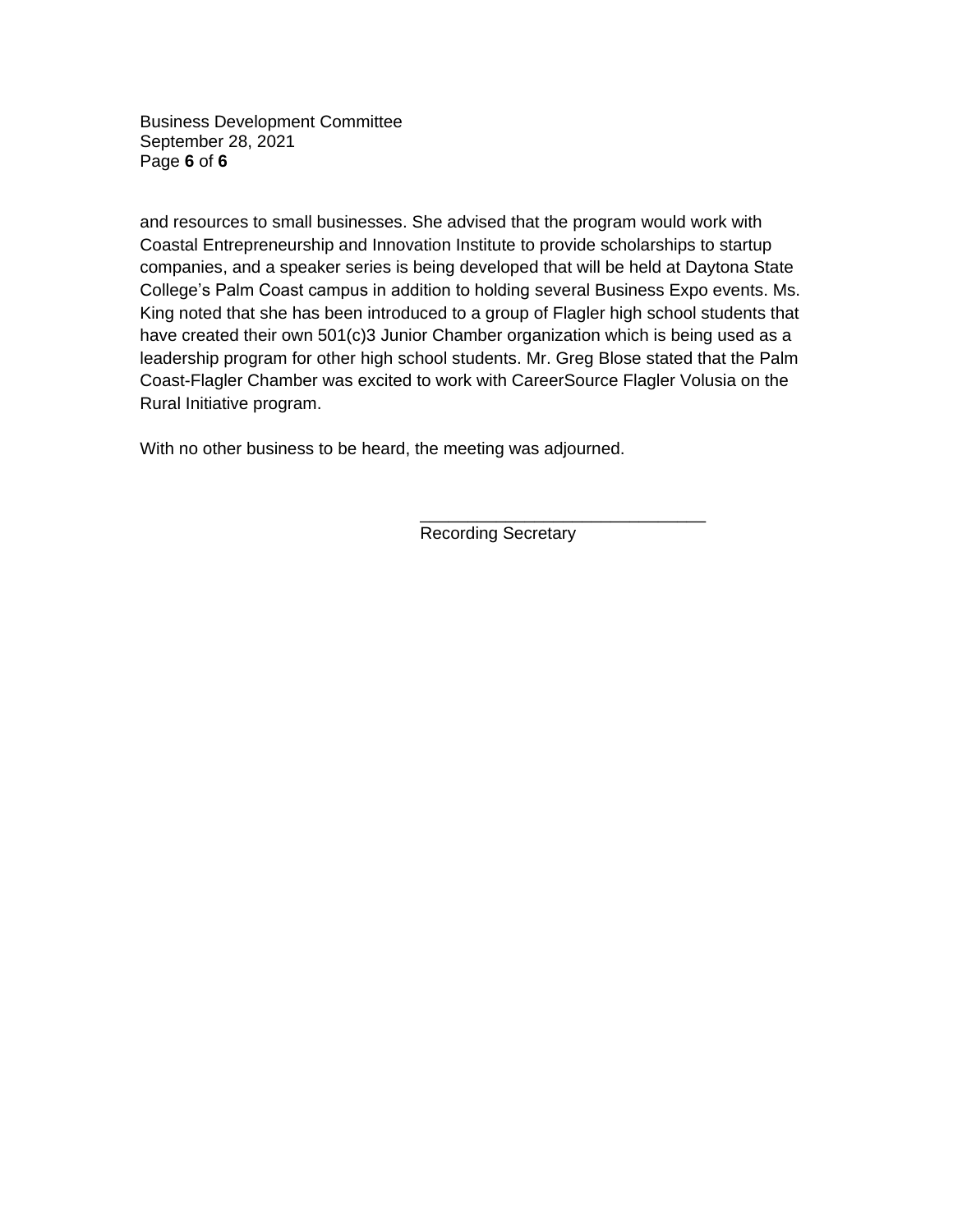and resources to small businesses. She advised that the program would work with Coastal Entrepreneurship and Innovation Institute to provide scholarships to startup companies, and a speaker series is being developed that will be held at Daytona State College's Palm Coast campus in addition to holding several Business Expo events. Ms. King noted that she has been introduced to a group of Flagler high school students that have created their own 501(c)3 Junior Chamber organization which is being used as a leadership program for other high school students. Mr. Greg Blose stated that the Palm Coast-Flagler Chamber was excited to work with CareerSource Flagler Volusia on the Rural Initiative program.

With no other business to be heard, the meeting was adjourned.

\_\_\_\_\_\_\_\_\_\_\_\_\_\_\_\_\_\_\_\_\_\_\_\_\_\_\_\_\_\_

Recording Secretary